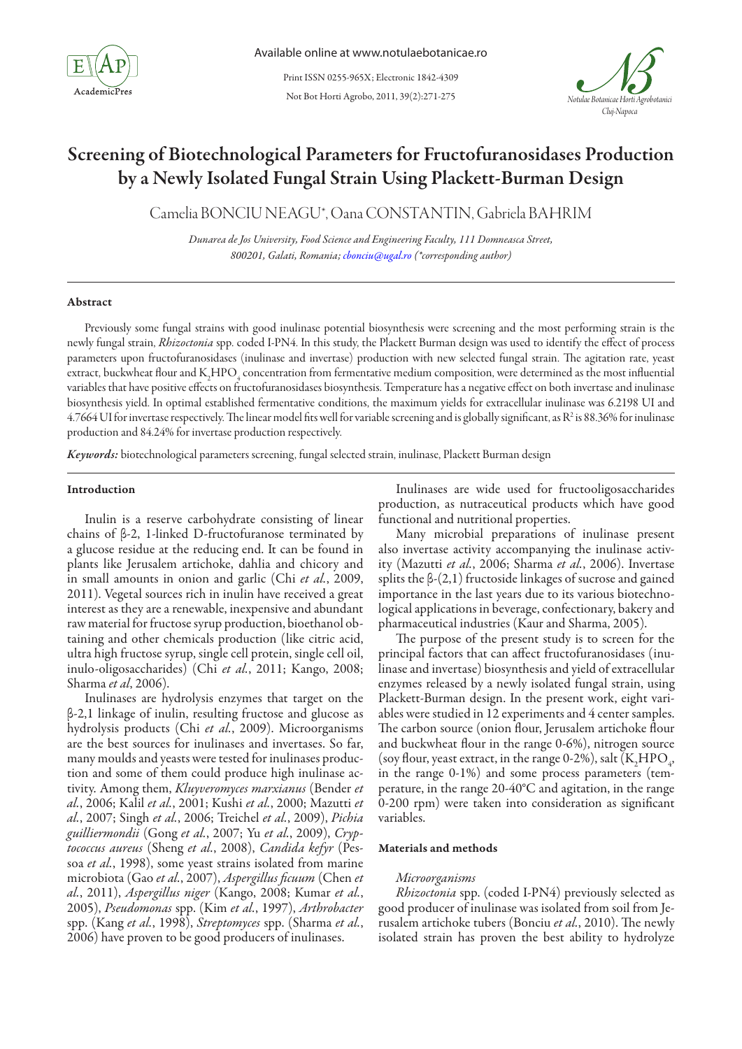# Screening of Biotechnological Parameters for Fructofuranosidases Production by a Newly Isolated Fungal Strain Using Plackett-Burman Design

Camelia BONCIU NEAGU*, Oana CONSTANTIN, Gabriela BAHRIM

*Dunarea de Jos University, Food Science and Engineering Faculty, 111 Domneasca Street, 800201, Galati, Romania; cbonciu@ugal.ro (\*corresponding author)*

## Abstract

Previously some fungal strains with good inulinase potential biosynthesis were screening and the most performing strain is the newly fungal strain, *Rhizoctonia* spp. coded I-PN4. In this study, the Plackett Burman design was used to identify the effect of process parameters upon fructofuranosidases (inulinase and invertase) production with new selected fungal strain. The agitation rate, yeast extract, buckwheat flour and $K_2HPO_4$ concentration from fermentative medium composition, were determined as the most influential variables that have positive effects on fructofuranosidases biosynthesis. Temperature has a negative effect on both invertase and inulinase biosynthesis yield. In optimal established fermentative conditions, the maximum yields for extracellular inulinase was 6.2198 UI and 4.7664 UI for invertase respectively. The linear model fits well for variable screening and is globally significant, as $R^2$ is 88.36% for inulinase production and 84.24% for invertase production respectively.

***Keywords:*** biotechnological parameters screening, fungal selected strain, inulinase, Plackett Burman design

## Introduction

Inulin is a reserve carbohydrate consisting of linear chains of β-2, 1-linked D-fructofuranose terminated by a glucose residue at the reducing end. It can be found in plants like Jerusalem artichoke, dahlia and chicory and in small amounts in onion and garlic (Chi *et al.*, 2009, 2011). Vegetal sources rich in inulin have received a great interest as they are a renewable, inexpensive and abundant raw material for fructose syrup production, bioethanol obtaining and other chemicals production (like citric acid, ultra high fructose syrup, single cell protein, single cell oil, inulo-oligosaccharides) (Chi *et al.*, 2011; Kango, 2008; Sharma *et al*, 2006).

Inulinases are hydrolysis enzymes that target on the β-2,1 linkage of inulin, resulting fructose and glucose as hydrolysis products (Chi *et al.*, 2009). Microorganisms are the best sources for inulinases and invertases. So far, many moulds and yeasts were tested for inulinases production and some of them could produce high inulinase activity. Among them, *Kluyveromyces marxianus* (Bender *et al.*, 2006; Kalil *et al.*, 2001; Kushi *et al.*, 2000; Mazutti *et al.*, 2007; Singh *et al.*, 2006; Treichel *et al.*, 2009), *Pichia guilliermondii* (Gong *et al.*, 2007; Yu *et al.*, 2009), *Cryptococcus aureus* (Sheng *et al.*, 2008), *Candida kefyr* (Pessoa *et al.*, 1998), some yeast strains isolated from marine microbiota (Gao *et al.*, 2007), *Aspergillus ficuum* (Chen *et al.*, 2011), *Aspergillus niger* (Kango, 2008; Kumar *et al.*, 2005), *Pseudomonas* spp. (Kim *et al.*, 1997), *Arthrobacter* spp. (Kang *et al.*, 1998), *Streptomyces* spp. (Sharma *et al.*, 2006) have proven to be good producers of inulinases.

Inulinases are wide used for fructooligosaccharides production, as nutraceutical products which have good functional and nutritional properties.

Many microbial preparations of inulinase present also invertase activity accompanying the inulinase activity (Mazutti *et al.*, 2006; Sharma *et al.*, 2006). Invertase splits the β-(2,1) fructoside linkages of sucrose and gained importance in the last years due to its various biotechnological applications in beverage, confectionary, bakery and pharmaceutical industries (Kaur and Sharma, 2005).

The purpose of the present study is to screen for the principal factors that can affect fructofuranosidases (inulinase and invertase) biosynthesis and yield of extracellular enzymes released by a newly isolated fungal strain, using Plackett-Burman design. In the present work, eight variables were studied in 12 experiments and 4 center samples. The carbon source (onion flour, Jerusalem artichoke flour and buckwheat flour in the range 0-6%), nitrogen source (soy flour, yeast extract, in the range 0-2%), salt ($K_2HPO_4$, in the range 0-1%) and some process parameters (temperature, in the range 20-40°C and agitation, in the range 0-200 rpm) were taken into consideration as significant variables.

## Materials and methods

### *Microorganisms*

*Rhizoctonia* spp. (coded I-PN4) previously selected as good producer of inulinase was isolated from soil from Jerusalem artichoke tubers (Bonciu *et al.*, 2010). The newly isolated strain has proven the best ability to hydrolyze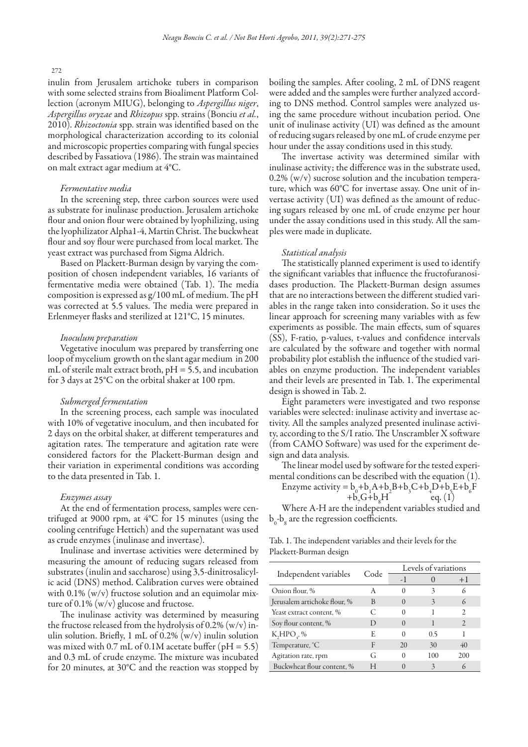inulin from Jerusalem artichoke tubers in comparison with some selected strains from Bioaliment Platform Collection (acronym MIUG), belonging to *Aspergillus niger*, *Aspergillus oryzae* and *Rhizopus* spp. strains (Bonciu *et al.*, 2010). *Rhizoctonia* spp. strain was identified based on the morphological characterization according to its colonial and microscopic properties comparing with fungal species described by Fassatiova (1986). The strain was maintained on malt extract agar medium at 4°C.

### *Fermentative media*

In the screening step, three carbon sources were used as substrate for inulinase production. Jerusalem artichoke flour and onion flour were obtained by lyophilizing, using the lyophilizator Alpha1-4, Martin Christ. The buckwheat flour and soy flour were purchased from local market. The yeast extract was purchased from Sigma Aldrich.

Based on Plackett-Burman design by varying the composition of chosen independent variables, 16 variants of fermentative media were obtained (Tab. 1). The media composition is expressed as g/100 mL of medium. The pH was corrected at 5.5 values. The media were prepared in Erlenmeyer flasks and sterilized at 121°C, 15 minutes.

### *Inoculum preparation*

Vegetative inoculum was prepared by transferring one loop of mycelium growth on the slant agar medium in 200 mL of sterile malt extract broth, pH = 5.5, and incubation for 3 days at 25°C on the orbital shaker at 100 rpm.

### *Submerged fermentation*

In the screening process, each sample was inoculated with 10% of vegetative inoculum, and then incubated for 2 days on the orbital shaker, at different temperatures and agitation rates. The temperature and agitation rate were considered factors for the Plackett-Burman design and their variation in experimental conditions was according to the data presented in Tab. 1.

### *Enzymes assay*

At the end of fermentation process, samples were centrifuged at 9000 rpm, at 4°C for 15 minutes (using the cooling centrifuge Hettich) and the supernatant was used as crude enzymes (inulinase and invertase).

Inulinase and invertase activities were determined by measuring the amount of reducing sugars released from substrates (inulin and saccharose) using 3,5-dinitrosalicylic acid (DNS) method. Calibration curves were obtained with 0.1% (w/v) fructose solution and an equimolar mixture of 0.1% (w/v) glucose and fructose.

The inulinase activity was determined by measuring the fructose released from the hydrolysis of 0.2% (w/v) inulin solution. Briefly, 1 mL of 0.2% (w/v) inulin solution was mixed with 0.7 mL of 0.1M acetate buffer (pH = 5.5) and 0.3 mL of crude enzyme. The mixture was incubated for 20 minutes, at 30°C and the reaction was stopped by boiling the samples. After cooling, 2 mL of DNS reagent were added and the samples were further analyzed according to DNS method. Control samples were analyzed using the same procedure without incubation period. One unit of inulinase activity (UI) was defined as the amount of reducing sugars released by one mL of crude enzyme per hour under the assay conditions used in this study.

The invertase activity was determined similar with inulinase activity; the difference was in the substrate used, 0.2% (w/v) sucrose solution and the incubation temperature, which was 60°C for invertase assay. One unit of invertase activity (UI) was defined as the amount of reducing sugars released by one mL of crude enzyme per hour under the assay conditions used in this study. All the samples were made in duplicate.

### *Statistical analysis*

The statistically planned experiment is used to identify the significant variables that influence the fructofuranosidases production. The Plackett-Burman design assumes that are no interactions between the different studied variables in the range taken into consideration. So it uses the linear approach for screening many variables with as few experiments as possible. The main effects, sum of squares (SS), F-ratio, p-values, t-values and confidence intervals are calculated by the software and together with normal probability plot establish the influence of the studied variables on enzyme production. The independent variables and their levels are presented in Tab. 1. The experimental design is showed in Tab. 2.

Eight parameters were investigated and two response variables were selected: inulinase activity and invertase activity. All the samples analyzed presented inulinase activity, according to the S/I ratio. The Unscrambler X software (from CAMO Software) was used for the experiment design and data analysis.

The linear model used by software for the tested experimental conditions can be described with the equation (1).

$$\text{Enzyme activity} = b_0+b_1A+b_2B+b_3C+b_4D+b_5E+b_6F+b_7G+b_8H \quad \text{eq. (1)}$$

Where A-H are the independent variables studied and $b_0$-$b_8$ are the regression coefficients.

Tab. 1. The independent variables and their levels for the Plackett-Burman design

| Independent variables | Code | Levels of variations | | |
|---|---|---|---|---|
| | | -1 | 0 | +1 |
| Onion flour, % | A | 0 | 3 | 6 |
| Jerusalem artichoke flour, % | B | 0 | 3 | 6 |
| Yeast extract content, % | C | 0 | 1 | 2 |
| Soy flour content, % | D | 0 | 1 | 2 |
| $K_2HPO_4$, % | E | 0 | 0.5 | 1 |
| Temperature, °C | F | 20 | 30 | 40 |
| Agitation rate, rpm | G | 0 | 100 | 200 |
| Buckwheat flour content, % | H | 0 | 3 | 6 |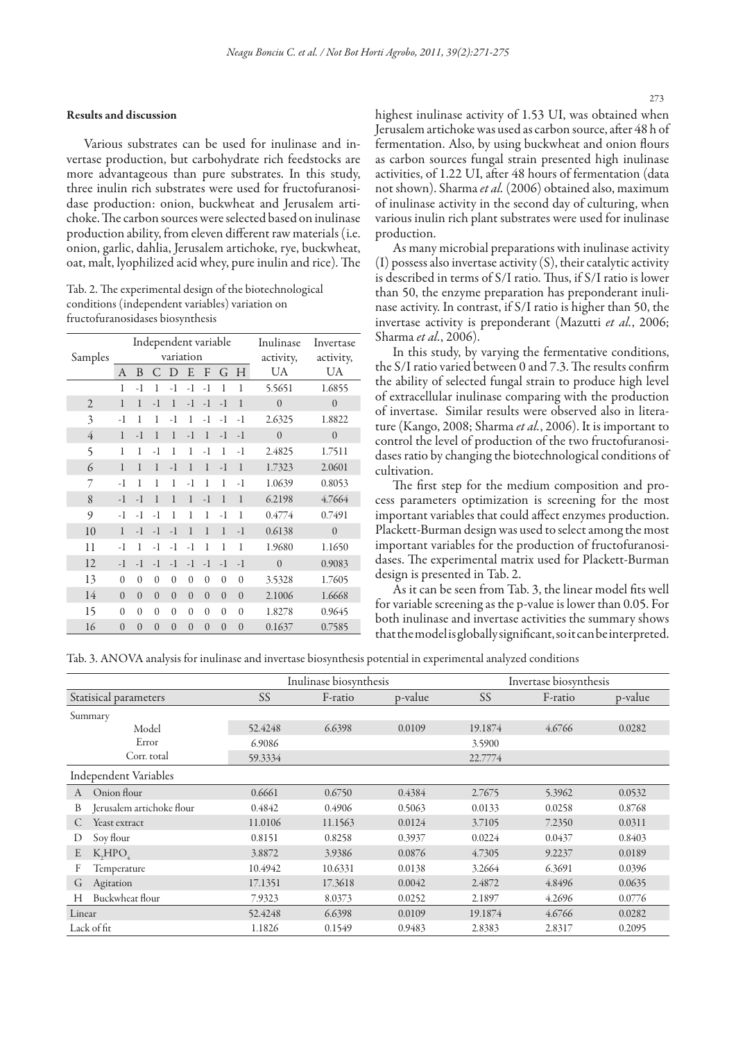## Results and discussion

Various substrates can be used for inulinase and invertase production, but carbohydrate rich feedstocks are more advantageous than pure substrates. In this study, three inulin rich substrates were used for fructofuranosidase production: onion, buckwheat and Jerusalem artichoke. The carbon sources were selected based on inulinase production ability, from eleven different raw materials (i.e. onion, garlic, dahlia, Jerusalem artichoke, rye, buckwheat, oat, malt, lyophilized acid whey, pure inulin and rice). The highest inulinase activity of 1.53 UI, was obtained when Jerusalem artichoke was used as carbon source, after 48 h of fermentation. Also, by using buckwheat and onion flours as carbon sources fungal strain presented high inulinase activities, of 1.22 UI, after 48 hours of fermentation (data not shown). Sharma *et al.* (2006) obtained also, maximum of inulinase activity in the second day of culturing, when various inulin rich plant substrates were used for inulinase production.

Tab. 2. The experimental design of the biotechnological conditions (independent variables) variation on fructofuranosidases biosynthesis

| Samples | Independent variable variation | | | | | | | | Inulinase activity, | Invertase activity, |
|---|---|---|---|---|---|---|---|---|---|---|
| | A | B | C | D | E | F | G | H | UA | UA |
| 1 | 1 | -1 | 1 | -1 | -1 | -1 | 1 | 1 | 5.5651 | 1.6855 |
| 2 | 1 | 1 | -1 | 1 | -1 | -1 | -1 | 1 | 0 | 0 |
| 3 | -1 | 1 | 1 | -1 | 1 | -1 | -1 | -1 | 2.6325 | 1.8822 |
| 4 | 1 | -1 | 1 | 1 | -1 | 1 | -1 | -1 | 0 | 0 |
| 5 | 1 | 1 | -1 | 1 | 1 | -1 | 1 | -1 | 2.4825 | 1.7511 |
| 6 | 1 | 1 | 1 | -1 | 1 | 1 | -1 | 1 | 1.7323 | 2.0601 |
| 7 | -1 | 1 | 1 | 1 | -1 | 1 | 1 | -1 | 1.0639 | 0.8053 |
| 8 | -1 | -1 | 1 | 1 | 1 | -1 | 1 | 1 | 6.2198 | 4.7664 |
| 9 | -1 | -1 | -1 | 1 | 1 | 1 | -1 | 1 | 0.4774 | 0.7491 |
| 10 | 1 | -1 | -1 | -1 | 1 | 1 | 1 | -1 | 0.6138 | 0 |
| 11 | -1 | 1 | -1 | -1 | -1 | 1 | 1 | 1 | 1.9680 | 1.1650 |
| 12 | -1 | -1 | -1 | -1 | -1 | -1 | -1 | -1 | 0 | 0.9083 |
| 13 | 0 | 0 | 0 | 0 | 0 | 0 | 0 | 0 | 3.5328 | 1.7605 |
| 14 | 0 | 0 | 0 | 0 | 0 | 0 | 0 | 0 | 2.1006 | 1.6668 |
| 15 | 0 | 0 | 0 | 0 | 0 | 0 | 0 | 0 | 1.8278 | 0.9645 |
| 16 | 0 | 0 | 0 | 0 | 0 | 0 | 0 | 0 | 0.1637 | 0.7585 |

As many microbial preparations with inulinase activity (I) possess also invertase activity (S), their catalytic activity is described in terms of S/I ratio. Thus, if S/I ratio is lower than 50, the enzyme preparation has preponderant inulinase activity. In contrast, if S/I ratio is higher than 50, the invertase activity is preponderant (Mazutti *et al.*, 2006; Sharma *et al.*, 2006).

In this study, by varying the fermentative conditions, the S/I ratio varied between 0 and 7.3. The results confirm the ability of selected fungal strain to produce high level of extracellular inulinase comparing with the production of invertase. Similar results were observed also in literature (Kango, 2008; Sharma *et al.*, 2006). It is important to control the level of production of the two fructofuranosidases ratio by changing the biotechnological conditions of cultivation.

The first step for the medium composition and process parameters optimization is screening for the most important variables that could affect enzymes production. Plackett-Burman design was used to select among the most important variables for the production of fructofuranosidases. The experimental matrix used for Plackett-Burman design is presented in Tab. 2.

As it can be seen from Tab. 3, the linear model fits well for variable screening as the p-value is lower than 0.05. For both inulinase and invertase activities the summary shows that the model is globally significant, so it can be interpreted.

Tab. 3. ANOVA analysis for inulinase and invertase biosynthesis potential in experimental analyzed conditions

| Statisical parameters | Inulinase biosynthesis | | | Invertase biosynthesis | | |
|---|---|---|---|---|---|---|
| | SS | F-ratio | p-value | SS | F-ratio | p-value |
| **Summary** | | | | | | |
| Model | 52.4248 | 6.6398 | 0.0109 | 19.1874 | 4.6766 | 0.0282 |
| Error | 6.9086 | | | 3.5900 | | |
| Corr. total | 59.3334 | | | 22.7774 | | |
| **Independent Variables** | | | | | | |
| A Onion flour | 0.6661 | 0.6750 | 0.4384 | 2.7675 | 5.3962 | 0.0532 |
| B Jerusalem artichoke flour | 0.4842 | 0.4906 | 0.5063 | 0.0133 | 0.0258 | 0.8768 |
| C Yeast extract | 11.0106 | 11.1563 | 0.0124 | 3.7105 | 7.2350 | 0.0311 |
| D Soy flour | 0.8151 | 0.8258 | 0.3937 | 0.0224 | 0.0437 | 0.8403 |
| E $K_2HPO_4$ | 3.8872 | 3.9386 | 0.0876 | 4.7305 | 9.2237 | 0.0189 |
| F Temperature | 10.4942 | 10.6331 | 0.0138 | 3.2664 | 6.3691 | 0.0396 |
| G Agitation | 17.1351 | 17.3618 | 0.0042 | 2.4872 | 4.8496 | 0.0635 |
| H Buckwheat flour | 7.9323 | 8.0373 | 0.0252 | 2.1897 | 4.2696 | 0.0776 |
| Linear | 52.4248 | 6.6398 | 0.0109 | 19.1874 | 4.6766 | 0.0282 |
| Lack of fit | 1.1826 | 0.1549 | 0.9483 | 2.8383 | 2.8317 | 0.2095 |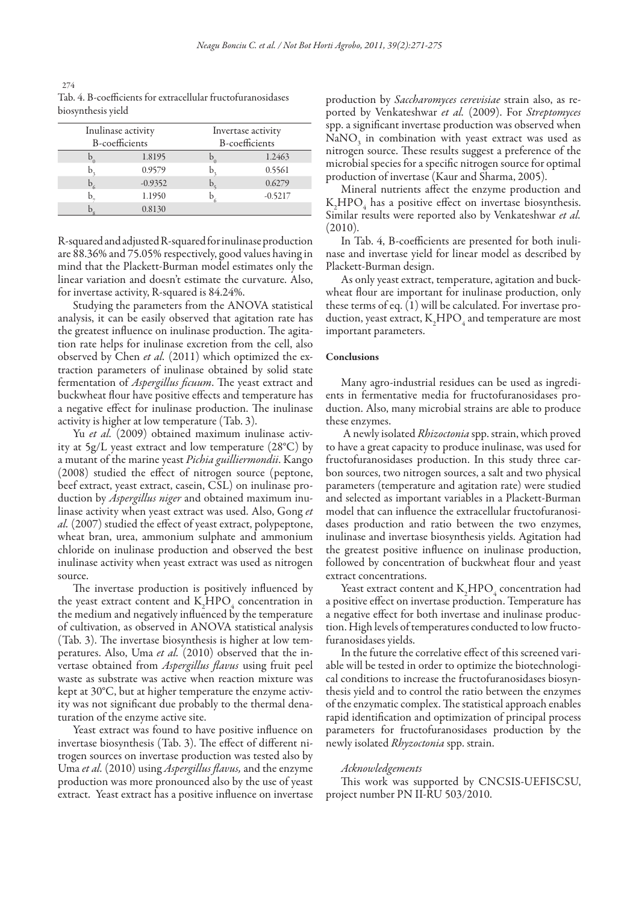Tab. 4. B-coefficients for extracellular fructofuranosidases biosynthesis yield

| Inulinase activity B-coefficients | | Invertase activity B-coefficients | |
|---|---|---|---|
| $b_0$ | 1.8195 | $b_0$ | 1.2463 |
| $b_3$ | 0.9579 | $b_3$ | 0.5561 |
| $b_6$ | -0.9352 | $b_5$ | 0.6279 |
| $b_7$ | 1.1950 | $b_6$ | -0.5217 |
| $b_8$ | 0.8130 | | |

R-squared and adjusted R-squared for inulinase production are 88.36% and 75.05% respectively, good values having in mind that the Plackett-Burman model estimates only the linear variation and doesn't estimate the curvature. Also, for invertase activity, R-squared is 84.24%.

Studying the parameters from the ANOVA statistical analysis, it can be easily observed that agitation rate has the greatest influence on inulinase production. The agitation rate helps for inulinase excretion from the cell, also observed by Chen *et al.* (2011) which optimized the extraction parameters of inulinase obtained by solid state fermentation of *Aspergillus ficuum*. The yeast extract and buckwheat flour have positive effects and temperature has a negative effect for inulinase production. The inulinase activity is higher at low temperature (Tab. 3).

Yu *et al.* (2009) obtained maximum inulinase activity at 5g/L yeast extract and low temperature (28°C) by a mutant of the marine yeast *Pichia guilliermondii*. Kango (2008) studied the effect of nitrogen source (peptone, beef extract, yeast extract, casein, CSL) on inulinase production by *Aspergillus niger* and obtained maximum inulinase activity when yeast extract was used. Also, Gong *et al.* (2007) studied the effect of yeast extract, polypeptone, wheat bran, urea, ammonium sulphate and ammonium chloride on inulinase production and observed the best inulinase activity when yeast extract was used as nitrogen source.

The invertase production is positively influenced by the yeast extract content and $K_2HPO_4$ concentration in the medium and negatively influenced by the temperature of cultivation, as observed in ANOVA statistical analysis (Tab. 3). The invertase biosynthesis is higher at low temperatures. Also, Uma *et al.* (2010) observed that the invertase obtained from *Aspergillus flavus* using fruit peel waste as substrate was active when reaction mixture was kept at 30°C, but at higher temperature the enzyme activity was not significant due probably to the thermal denaturation of the enzyme active site.

Yeast extract was found to have positive influence on invertase biosynthesis (Tab. 3). The effect of different nitrogen sources on invertase production was tested also by Uma *et al.* (2010) using *Aspergillus flavus,* and the enzyme production was more pronounced also by the use of yeast extract. Yeast extract has a positive influence on invertase production by *Saccharomyces cerevisiae* strain also, as reported by Venkateshwar *et al.* (2009). For *Streptomyces* spp. a significant invertase production was observed when $NaNO_3$ in combination with yeast extract was used as nitrogen source. These results suggest a preference of the microbial species for a specific nitrogen source for optimal production of invertase (Kaur and Sharma, 2005).

Mineral nutrients affect the enzyme production and $K_2HPO_4$ has a positive effect on invertase biosynthesis. Similar results were reported also by Venkateshwar *et al.* (2010).

In Tab. 4, B-coefficients are presented for both inulinase and invertase yield for linear model as described by Plackett-Burman design.

As only yeast extract, temperature, agitation and buckwheat flour are important for inulinase production, only these terms of eq. (1) will be calculated. For invertase production, yeast extract, $K_2HPO_4$ and temperature are most important parameters.

## Conclusions

Many agro-industrial residues can be used as ingredients in fermentative media for fructofuranosidases production. Also, many microbial strains are able to produce these enzymes.

A newly isolated *Rhizoctonia* spp. strain, which proved to have a great capacity to produce inulinase, was used for fructofuranosidases production. In this study three carbon sources, two nitrogen sources, a salt and two physical parameters (temperature and agitation rate) were studied and selected as important variables in a Plackett-Burman model that can influence the extracellular fructofuranosidases production and ratio between the two enzymes, inulinase and invertase biosynthesis yields. Agitation had the greatest positive influence on inulinase production, followed by concentration of buckwheat flour and yeast extract concentrations.

Yeast extract content and $K_2HPO_4$ concentration had a positive effect on invertase production. Temperature has a negative effect for both invertase and inulinase production. High levels of temperatures conducted to low fructofuranosidases yields.

In the future the correlative effect of this screened variable will be tested in order to optimize the biotechnological conditions to increase the fructofuranosidases biosynthesis yield and to control the ratio between the enzymes of the enzymatic complex. The statistical approach enables rapid identification and optimization of principal process parameters for fructofuranosidases production by the newly isolated *Rhyzoctonia* spp. strain.

### *Acknowledgements*

This work was supported by CNCSIS-UEFISCSU, project number PN II-RU 503/2010.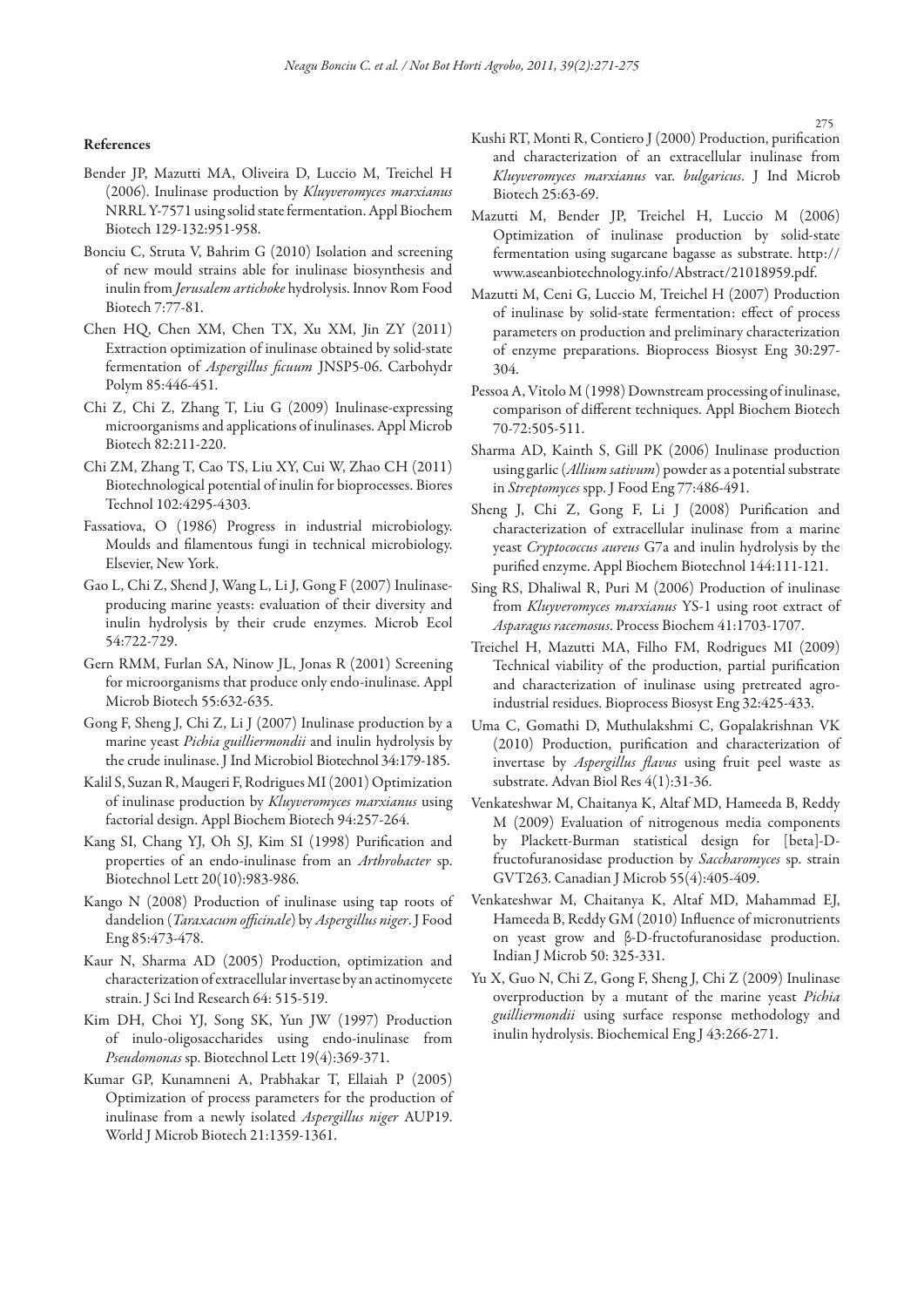## References

Bender JP, Mazutti MA, Oliveira D, Luccio M, Treichel H (2006). Inulinase production by *Kluyveromyces marxianus* NRRL Y-7571 using solid state fermentation. Appl Biochem Biotech 129-132:951-958.

Bonciu C, Struta V, Bahrim G (2010) Isolation and screening of new mould strains able for inulinase biosynthesis and inulin from *Jerusalem artichoke* hydrolysis. Innov Rom Food Biotech 7:77-81.

Chen HQ, Chen XM, Chen TX, Xu XM, Jin ZY (2011) Extraction optimization of inulinase obtained by solid-state fermentation of *Aspergillus ficuum* JNSP5-06. Carbohydr Polym 85:446-451.

Chi Z, Chi Z, Zhang T, Liu G (2009) Inulinase-expressing microorganisms and applications of inulinases. Appl Microb Biotech 82:211-220.

Chi ZM, Zhang T, Cao TS, Liu XY, Cui W, Zhao CH (2011) Biotechnological potential of inulin for bioprocesses. Biores Technol 102:4295-4303.

Fassatiova, O (1986) Progress in industrial microbiology. Moulds and filamentous fungi in technical microbiology. Elsevier, New York.

Gao L, Chi Z, Shend J, Wang L, Li J, Gong F (2007) Inulinase-producing marine yeasts: evaluation of their diversity and inulin hydrolysis by their crude enzymes. Microb Ecol 54:722-729.

Gern RMM, Furlan SA, Ninow JL, Jonas R (2001) Screening for microorganisms that produce only endo-inulinase. Appl Microb Biotech 55:632-635.

Gong F, Sheng J, Chi Z, Li J (2007) Inulinase production by a marine yeast *Pichia guilliermondii* and inulin hydrolysis by the crude inulinase. J Ind Microbiol Biotechnol 34:179-185.

Kalil S, Suzan R, Maugeri F, Rodrigues MI (2001) Optimization of inulinase production by *Kluyveromyces marxianus* using factorial design. Appl Biochem Biotech 94:257-264.

Kang SI, Chang YJ, Oh SJ, Kim SI (1998) Purification and properties of an endo-inulinase from an *Arthrobacter* sp. Biotechnol Lett 20(10):983-986.

Kango N (2008) Production of inulinase using tap roots of dandelion (*Taraxacum officinale*) by *Aspergillus niger*. J Food Eng 85:473-478.

Kaur N, Sharma AD (2005) Production, optimization and characterization of extracellular invertase by an actinomycete strain. J Sci Ind Research 64: 515-519.

Kim DH, Choi YJ, Song SK, Yun JW (1997) Production of inulo-oligosaccharides using endo-inulinase from *Pseudomonas* sp. Biotechnol Lett 19(4):369-371.

Kumar GP, Kunamneni A, Prabhakar T, Ellaiah P (2005) Optimization of process parameters for the production of inulinase from a newly isolated *Aspergillus niger* AUP19. World J Microb Biotech 21:1359-1361.

Kushi RT, Monti R, Contiero J (2000) Production, purification and characterization of an extracellular inulinase from *Kluyveromyces marxianus* var. *bulgaricus*. J Ind Microb Biotech 25:63-69.

Mazutti M, Bender JP, Treichel H, Luccio M (2006) Optimization of inulinase production by solid-state fermentation using sugarcane bagasse as substrate. http://www.aseanbiotechnology.info/Abstract/21018959.pdf.

Mazutti M, Ceni G, Luccio M, Treichel H (2007) Production of inulinase by solid-state fermentation: effect of process parameters on production and preliminary characterization of enzyme preparations. Bioprocess Biosyst Eng 30:297-304.

Pessoa A, Vitolo M (1998) Downstream processing of inulinase, comparison of different techniques. Appl Biochem Biotech 70-72:505-511.

Sharma AD, Kainth S, Gill PK (2006) Inulinase production using garlic (*Allium sativum*) powder as a potential substrate in *Streptomyces* spp. J Food Eng 77:486-491.

Sheng J, Chi Z, Gong F, Li J (2008) Purification and characterization of extracellular inulinase from a marine yeast *Cryptococcus aureus* G7a and inulin hydrolysis by the purified enzyme. Appl Biochem Biotechnol 144:111-121.

Sing RS, Dhaliwal R, Puri M (2006) Production of inulinase from *Kluyveromyces marxianus* YS-1 using root extract of *Asparagus racemosus*. Process Biochem 41:1703-1707.

Treichel H, Mazutti MA, Filho FM, Rodrigues MI (2009) Technical viability of the production, partial purification and characterization of inulinase using pretreated agro-industrial residues. Bioprocess Biosyst Eng 32:425-433.

Uma C, Gomathi D, Muthulakshmi C, Gopalakrishnan VK (2010) Production, purification and characterization of invertase by *Aspergillus flavus* using fruit peel waste as substrate. Advan Biol Res 4(1):31-36.

Venkateshwar M, Chaitanya K, Altaf MD, Hameeda B, Reddy M (2009) Evaluation of nitrogenous media components by Plackett-Burman statistical design for [beta]-D-fructofuranosidase production by *Saccharomyces* sp. strain GVT263. Canadian J Microb 55(4):405-409.

Venkateshwar M, Chaitanya K, Altaf MD, Mahammad EJ, Hameeda B, Reddy GM (2010) Influence of micronutrients on yeast grow and β-D-fructofuranosidase production. Indian J Microb 50: 325-331.

Yu X, Guo N, Chi Z, Gong F, Sheng J, Chi Z (2009) Inulinase overproduction by a mutant of the marine yeast *Pichia guilliermondii* using surface response methodology and inulin hydrolysis. Biochemical Eng J 43:266-271.